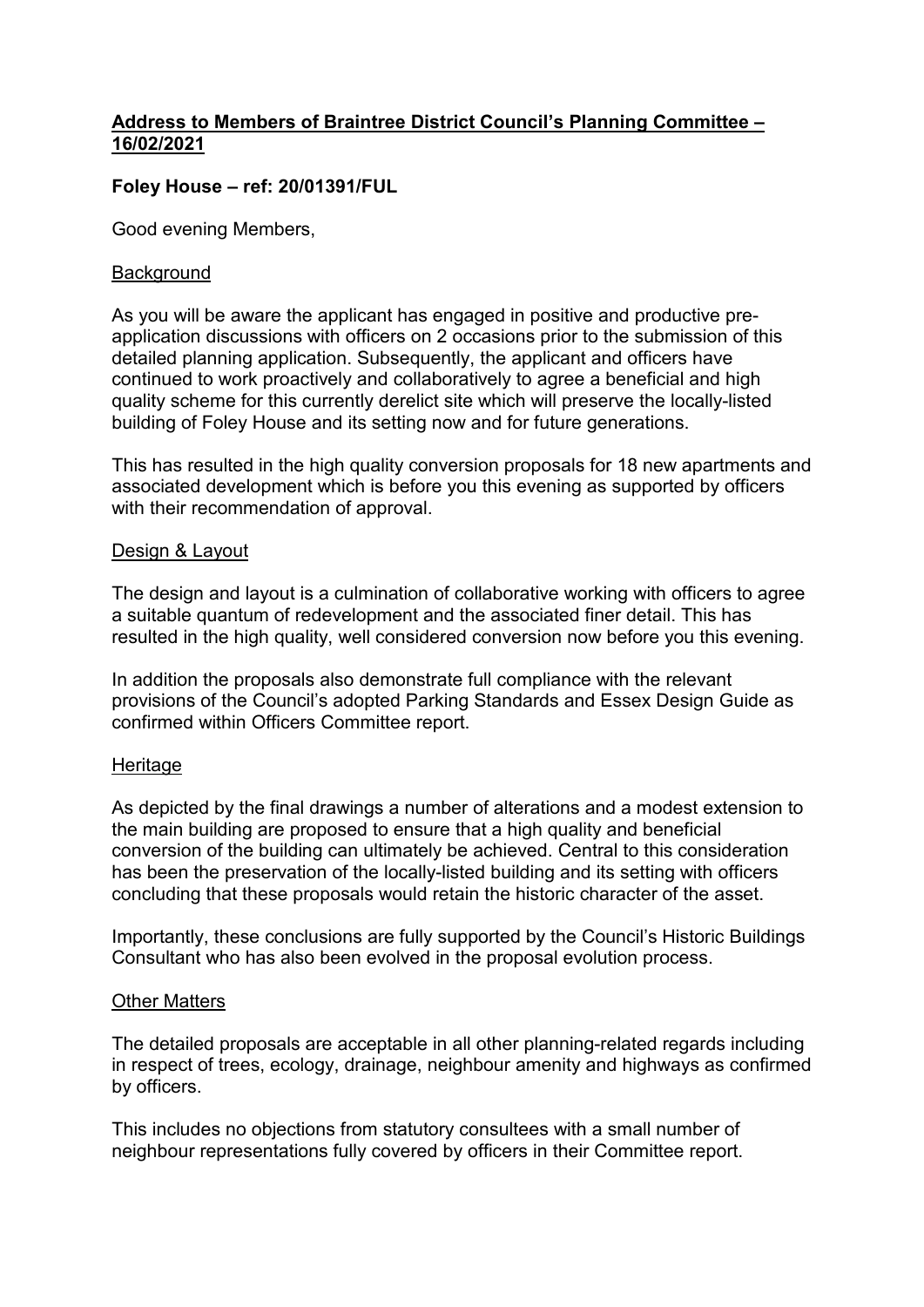**<u>Address to Members of Braintree District Council's Planning Committee – 16/02/2021</u>**

**Foley House – ref: 20/01391/FUL**

Good evening Members,

<u>Background</u>

As you will be aware the applicant has engaged in positive and productive pre-application discussions with officers on 2 occasions prior to the submission of this detailed planning application. Subsequently, the applicant and officers have continued to work proactively and collaboratively to agree a beneficial and high quality scheme for this currently derelict site which will preserve the locally-listed building of Foley House and its setting now and for future generations.

This has resulted in the high quality conversion proposals for 18 new apartments and associated development which is before you this evening as supported by officers with their recommendation of approval.

<u>Design & Layout</u>

The design and layout is a culmination of collaborative working with officers to agree a suitable quantum of redevelopment and the associated finer detail. This has resulted in the high quality, well considered conversion now before you this evening.

In addition the proposals also demonstrate full compliance with the relevant provisions of the Council's adopted Parking Standards and Essex Design Guide as confirmed within Officers Committee report.

<u>Heritage</u>

As depicted by the final drawings a number of alterations and a modest extension to the main building are proposed to ensure that a high quality and beneficial conversion of the building can ultimately be achieved. Central to this consideration has been the preservation of the locally-listed building and its setting with officers concluding that these proposals would retain the historic character of the asset.

Importantly, these conclusions are fully supported by the Council's Historic Buildings Consultant who has also been evolved in the proposal evolution process.

<u>Other Matters</u>

The detailed proposals are acceptable in all other planning-related regards including in respect of trees, ecology, drainage, neighbour amenity and highways as confirmed by officers.

This includes no objections from statutory consultees with a small number of neighbour representations fully covered by officers in their Committee report.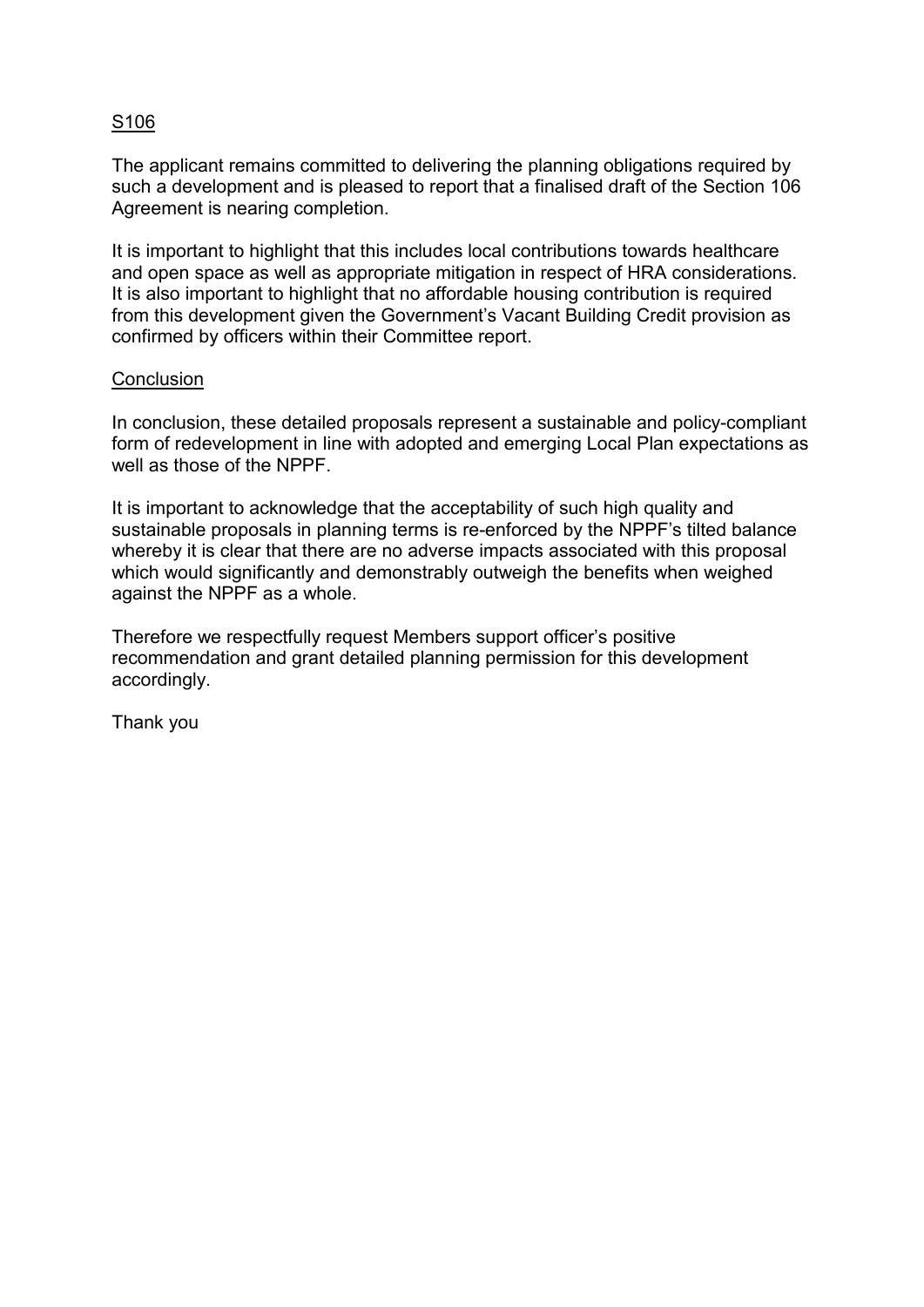S106

The applicant remains committed to delivering the planning obligations required by such a development and is pleased to report that a finalised draft of the Section 106 Agreement is nearing completion.

It is important to highlight that this includes local contributions towards healthcare and open space as well as appropriate mitigation in respect of HRA considerations. It is also important to highlight that no affordable housing contribution is required from this development given the Government's Vacant Building Credit provision as confirmed by officers within their Committee report.

Conclusion

In conclusion, these detailed proposals represent a sustainable and policy-compliant form of redevelopment in line with adopted and emerging Local Plan expectations as well as those of the NPPF.

It is important to acknowledge that the acceptability of such high quality and sustainable proposals in planning terms is re-enforced by the NPPF's tilted balance whereby it is clear that there are no adverse impacts associated with this proposal which would significantly and demonstrably outweigh the benefits when weighed against the NPPF as a whole.

Therefore we respectfully request Members support officer's positive recommendation and grant detailed planning permission for this development accordingly.

Thank you